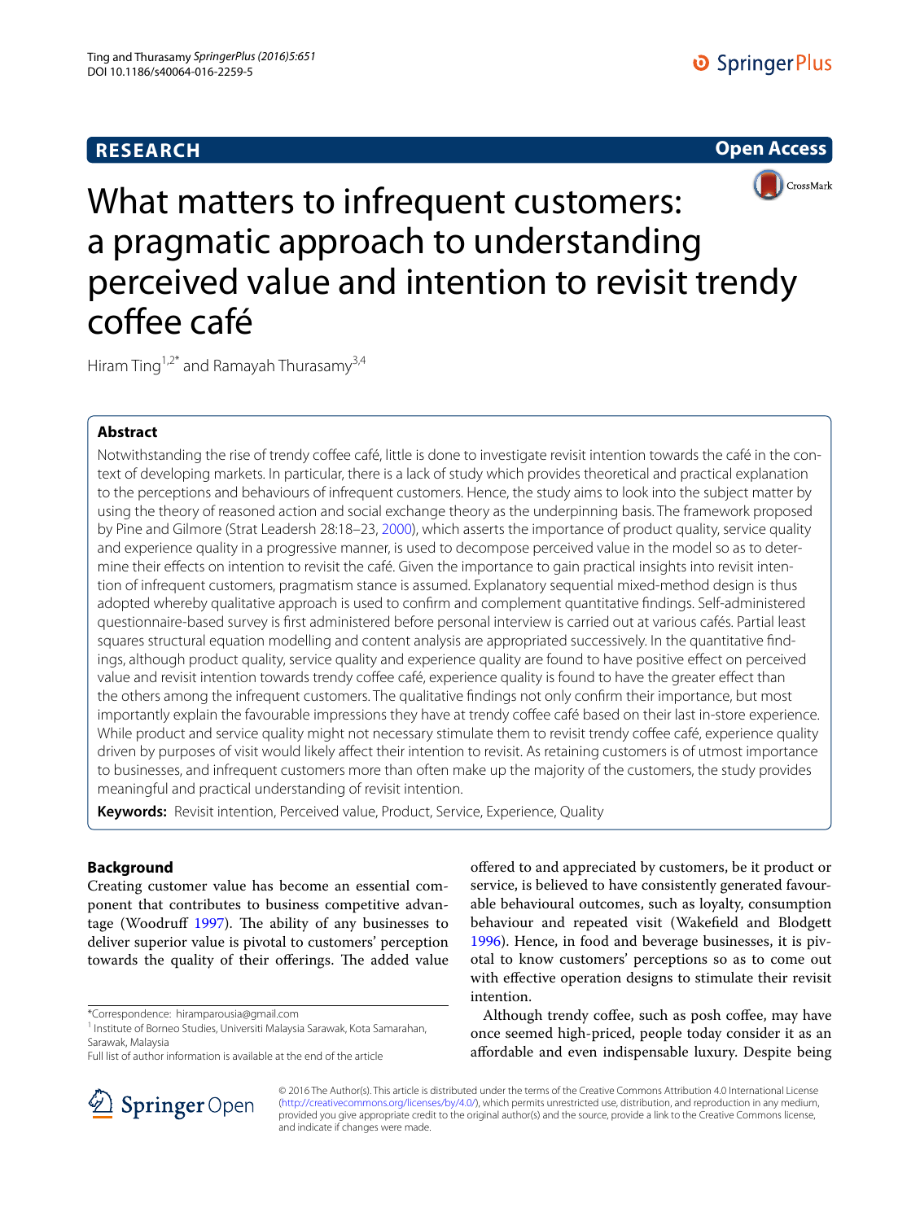**RESEARCH** **Open Access**

# What matters to infrequent customers: a pragmatic approach to understanding perceived value and intention to revisit trendy coffee café

Hiram Ting[1,2*] and Ramayah Thurasamy[3,4]

## Abstract

Notwithstanding the rise of trendy coffee café, little is done to investigate revisit intention towards the café in the context of developing markets. In particular, there is a lack of study which provides theoretical and practical explanation to the perceptions and behaviours of infrequent customers. Hence, the study aims to look into the subject matter by using the theory of reasoned action and social exchange theory as the underpinning basis. The framework proposed by Pine and Gilmore (Strat Leadersh 28:18–23, 2000), which asserts the importance of product quality, service quality and experience quality in a progressive manner, is used to decompose perceived value in the model so as to determine their effects on intention to revisit the café. Given the importance to gain practical insights into revisit intention of infrequent customers, pragmatism stance is assumed. Explanatory sequential mixed-method design is thus adopted whereby qualitative approach is used to confirm and complement quantitative findings. Self-administered questionnaire-based survey is first administered before personal interview is carried out at various cafés. Partial least squares structural equation modelling and content analysis are appropriated successively. In the quantitative findings, although product quality, service quality and experience quality are found to have positive effect on perceived value and revisit intention towards trendy coffee café, experience quality is found to have the greater effect than the others among the infrequent customers. The qualitative findings not only confirm their importance, but most importantly explain the favourable impressions they have at trendy coffee café based on their last in-store experience. While product and service quality might not necessary stimulate them to revisit trendy coffee café, experience quality driven by purposes of visit would likely affect their intention to revisit. As retaining customers is of utmost importance to businesses, and infrequent customers more than often make up the majority of the customers, the study provides meaningful and practical understanding of revisit intention.

**Keywords:** Revisit intention, Perceived value, Product, Service, Experience, Quality

## Background

Creating customer value has become an essential component that contributes to business competitive advantage (Woodruff 1997). The ability of any businesses to deliver superior value is pivotal to customers' perception towards the quality of their offerings. The added value offered to and appreciated by customers, be it product or service, is believed to have consistently generated favourable behavioural outcomes, such as loyalty, consumption behaviour and repeated visit (Wakefield and Blodgett 1996). Hence, in food and beverage businesses, it is pivotal to know customers' perceptions so as to come out with effective operation designs to stimulate their revisit intention.

Although trendy coffee, such as posh coffee, may have once seemed high-priced, people today consider it as an affordable and even indispensable luxury. Despite being

*Correspondence: hiramparousia@gmail.com
[1] Institute of Borneo Studies, Universiti Malaysia Sarawak, Kota Samarahan, Sarawak, Malaysia
Full list of author information is available at the end of the article

© 2016 The Author(s). This article is distributed under the terms of the Creative Commons Attribution 4.0 International License (http://creativecommons.org/licenses/by/4.0/), which permits unrestricted use, distribution, and reproduction in any medium, provided you give appropriate credit to the original author(s) and the source, provide a link to the Creative Commons license, and indicate if changes were made.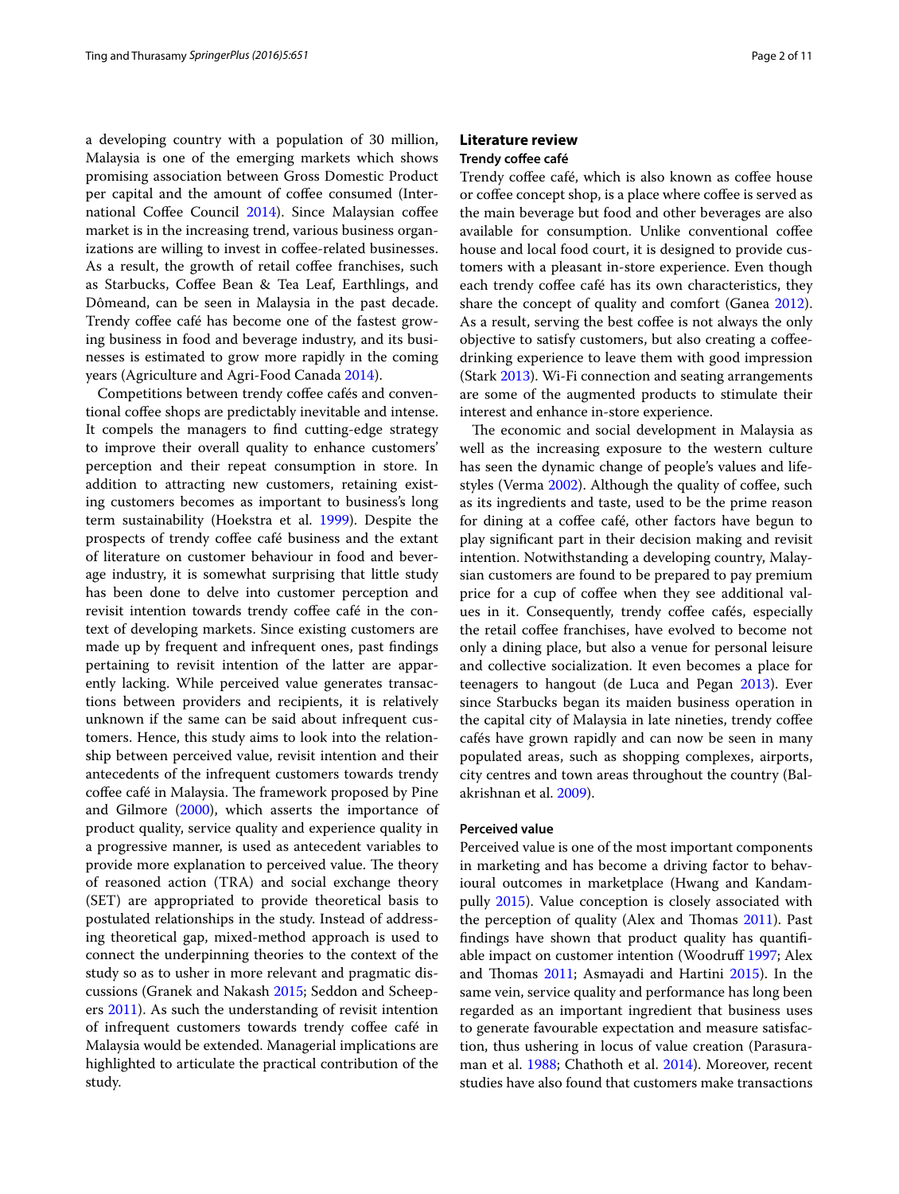a developing country with a population of 30 million, Malaysia is one of the emerging markets which shows promising association between Gross Domestic Product per capital and the amount of coffee consumed (International Coffee Council 2014). Since Malaysian coffee market is in the increasing trend, various business organizations are willing to invest in coffee-related businesses. As a result, the growth of retail coffee franchises, such as Starbucks, Coffee Bean & Tea Leaf, Earthlings, and Dômeand, can be seen in Malaysia in the past decade. Trendy coffee café has become one of the fastest growing business in food and beverage industry, and its businesses is estimated to grow more rapidly in the coming years (Agriculture and Agri-Food Canada 2014).

Competitions between trendy coffee cafés and conventional coffee shops are predictably inevitable and intense. It compels the managers to find cutting-edge strategy to improve their overall quality to enhance customers' perception and their repeat consumption in store. In addition to attracting new customers, retaining existing customers becomes as important to business's long term sustainability (Hoekstra et al. 1999). Despite the prospects of trendy coffee café business and the extant of literature on customer behaviour in food and beverage industry, it is somewhat surprising that little study has been done to delve into customer perception and revisit intention towards trendy coffee café in the context of developing markets. Since existing customers are made up by frequent and infrequent ones, past findings pertaining to revisit intention of the latter are apparently lacking. While perceived value generates transactions between providers and recipients, it is relatively unknown if the same can be said about infrequent customers. Hence, this study aims to look into the relationship between perceived value, revisit intention and their antecedents of the infrequent customers towards trendy coffee café in Malaysia. The framework proposed by Pine and Gilmore (2000), which asserts the importance of product quality, service quality and experience quality in a progressive manner, is used as antecedent variables to provide more explanation to perceived value. The theory of reasoned action (TRA) and social exchange theory (SET) are appropriated to provide theoretical basis to postulated relationships in the study. Instead of addressing theoretical gap, mixed-method approach is used to connect the underpinning theories to the context of the study so as to usher in more relevant and pragmatic discussions (Granek and Nakash 2015; Seddon and Scheepers 2011). As such the understanding of revisit intention of infrequent customers towards trendy coffee café in Malaysia would be extended. Managerial implications are highlighted to articulate the practical contribution of the study.

## Literature review

### Trendy coffee café

Trendy coffee café, which is also known as coffee house or coffee concept shop, is a place where coffee is served as the main beverage but food and other beverages are also available for consumption. Unlike conventional coffee house and local food court, it is designed to provide customers with a pleasant in-store experience. Even though each trendy coffee café has its own characteristics, they share the concept of quality and comfort (Ganea 2012). As a result, serving the best coffee is not always the only objective to satisfy customers, but also creating a coffee-drinking experience to leave them with good impression (Stark 2013). Wi-Fi connection and seating arrangements are some of the augmented products to stimulate their interest and enhance in-store experience.

The economic and social development in Malaysia as well as the increasing exposure to the western culture has seen the dynamic change of people's values and lifestyles (Verma 2002). Although the quality of coffee, such as its ingredients and taste, used to be the prime reason for dining at a coffee café, other factors have begun to play significant part in their decision making and revisit intention. Notwithstanding a developing country, Malaysian customers are found to be prepared to pay premium price for a cup of coffee when they see additional values in it. Consequently, trendy coffee cafés, especially the retail coffee franchises, have evolved to become not only a dining place, but also a venue for personal leisure and collective socialization. It even becomes a place for teenagers to hangout (de Luca and Pegan 2013). Ever since Starbucks began its maiden business operation in the capital city of Malaysia in late nineties, trendy coffee cafés have grown rapidly and can now be seen in many populated areas, such as shopping complexes, airports, city centres and town areas throughout the country (Balakrishnan et al. 2009).

### Perceived value

Perceived value is one of the most important components in marketing and has become a driving factor to behavioural outcomes in marketplace (Hwang and Kandampully 2015). Value conception is closely associated with the perception of quality (Alex and Thomas 2011). Past findings have shown that product quality has quantifiable impact on customer intention (Woodruff 1997; Alex and Thomas 2011; Asmayadi and Hartini 2015). In the same vein, service quality and performance has long been regarded as an important ingredient that business uses to generate favourable expectation and measure satisfaction, thus ushering in locus of value creation (Parasuraman et al. 1988; Chathoth et al. 2014). Moreover, recent studies have also found that customers make transactions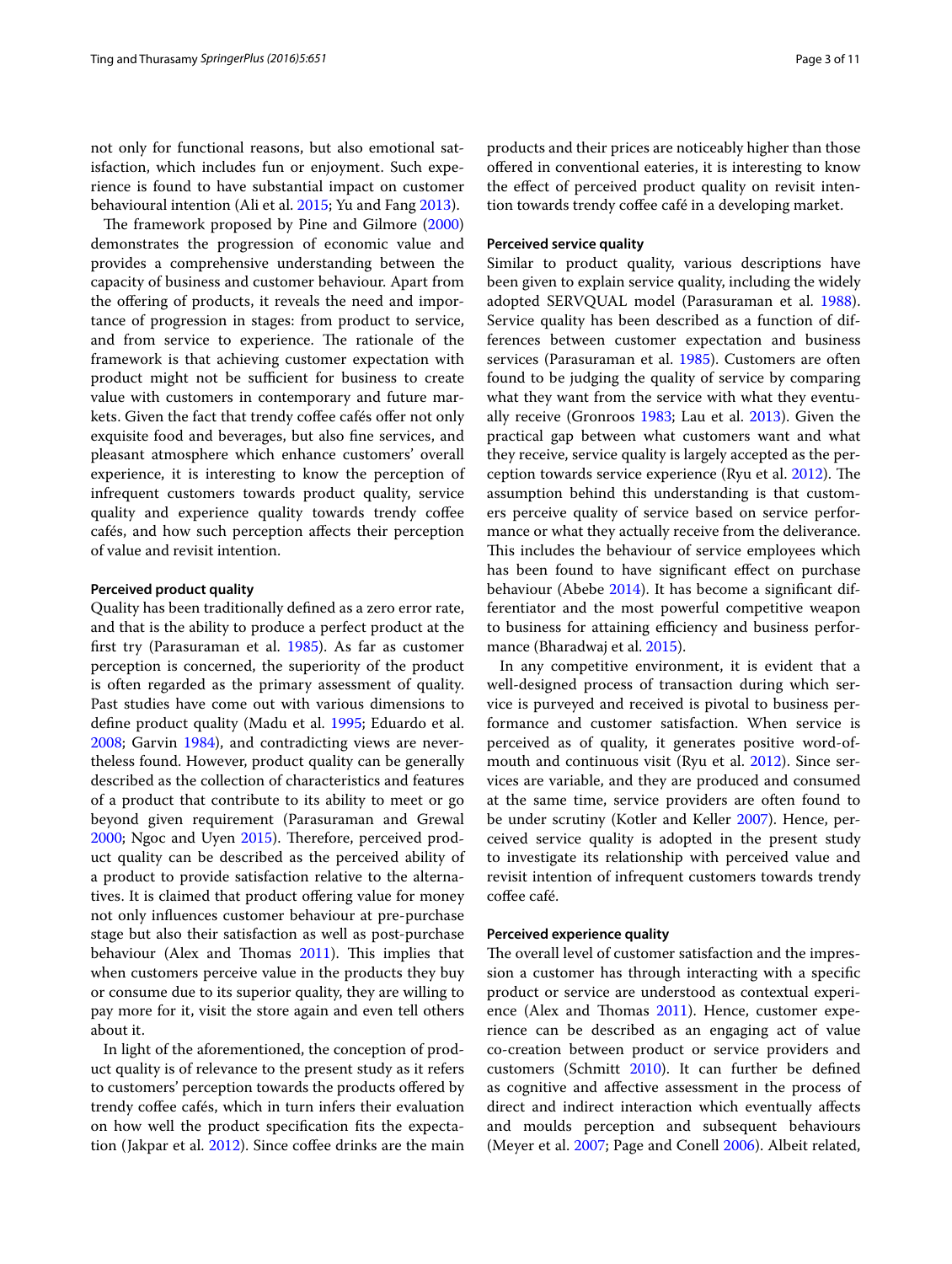not only for functional reasons, but also emotional satisfaction, which includes fun or enjoyment. Such experience is found to have substantial impact on customer behavioural intention (Ali et al. 2015; Yu and Fang 2013).

The framework proposed by Pine and Gilmore (2000) demonstrates the progression of economic value and provides a comprehensive understanding between the capacity of business and customer behaviour. Apart from the offering of products, it reveals the need and importance of progression in stages: from product to service, and from service to experience. The rationale of the framework is that achieving customer expectation with product might not be sufficient for business to create value with customers in contemporary and future markets. Given the fact that trendy coffee cafés offer not only exquisite food and beverages, but also fine services, and pleasant atmosphere which enhance customers' overall experience, it is interesting to know the perception of infrequent customers towards product quality, service quality and experience quality towards trendy coffee cafés, and how such perception affects their perception of value and revisit intention.

#### Perceived product quality

Quality has been traditionally defined as a zero error rate, and that is the ability to produce a perfect product at the first try (Parasuraman et al. 1985). As far as customer perception is concerned, the superiority of the product is often regarded as the primary assessment of quality. Past studies have come out with various dimensions to define product quality (Madu et al. 1995; Eduardo et al. 2008; Garvin 1984), and contradicting views are nevertheless found. However, product quality can be generally described as the collection of characteristics and features of a product that contribute to its ability to meet or go beyond given requirement (Parasuraman and Grewal 2000; Ngoc and Uyen 2015). Therefore, perceived product quality can be described as the perceived ability of a product to provide satisfaction relative to the alternatives. It is claimed that product offering value for money not only influences customer behaviour at pre-purchase stage but also their satisfaction as well as post-purchase behaviour (Alex and Thomas 2011). This implies that when customers perceive value in the products they buy or consume due to its superior quality, they are willing to pay more for it, visit the store again and even tell others about it.

In light of the aforementioned, the conception of product quality is of relevance to the present study as it refers to customers' perception towards the products offered by trendy coffee cafés, which in turn infers their evaluation on how well the product specification fits the expectation (Jakpar et al. 2012). Since coffee drinks are the main products and their prices are noticeably higher than those offered in conventional eateries, it is interesting to know the effect of perceived product quality on revisit intention towards trendy coffee café in a developing market.

#### Perceived service quality

Similar to product quality, various descriptions have been given to explain service quality, including the widely adopted SERVQUAL model (Parasuraman et al. 1988). Service quality has been described as a function of differences between customer expectation and business services (Parasuraman et al. 1985). Customers are often found to be judging the quality of service by comparing what they want from the service with what they eventually receive (Gronroos 1983; Lau et al. 2013). Given the practical gap between what customers want and what they receive, service quality is largely accepted as the perception towards service experience (Ryu et al. 2012). The assumption behind this understanding is that customers perceive quality of service based on service performance or what they actually receive from the deliverance. This includes the behaviour of service employees which has been found to have significant effect on purchase behaviour (Abebe 2014). It has become a significant differentiator and the most powerful competitive weapon to business for attaining efficiency and business performance (Bharadwaj et al. 2015).

In any competitive environment, it is evident that a well-designed process of transaction during which service is purveyed and received is pivotal to business performance and customer satisfaction. When service is perceived as of quality, it generates positive word-of-mouth and continuous visit (Ryu et al. 2012). Since services are variable, and they are produced and consumed at the same time, service providers are often found to be under scrutiny (Kotler and Keller 2007). Hence, perceived service quality is adopted in the present study to investigate its relationship with perceived value and revisit intention of infrequent customers towards trendy coffee café.

#### Perceived experience quality

The overall level of customer satisfaction and the impression a customer has through interacting with a specific product or service are understood as contextual experience (Alex and Thomas 2011). Hence, customer experience can be described as an engaging act of value co-creation between product or service providers and customers (Schmitt 2010). It can further be defined as cognitive and affective assessment in the process of direct and indirect interaction which eventually affects and moulds perception and subsequent behaviours (Meyer et al. 2007; Page and Conell 2006). Albeit related,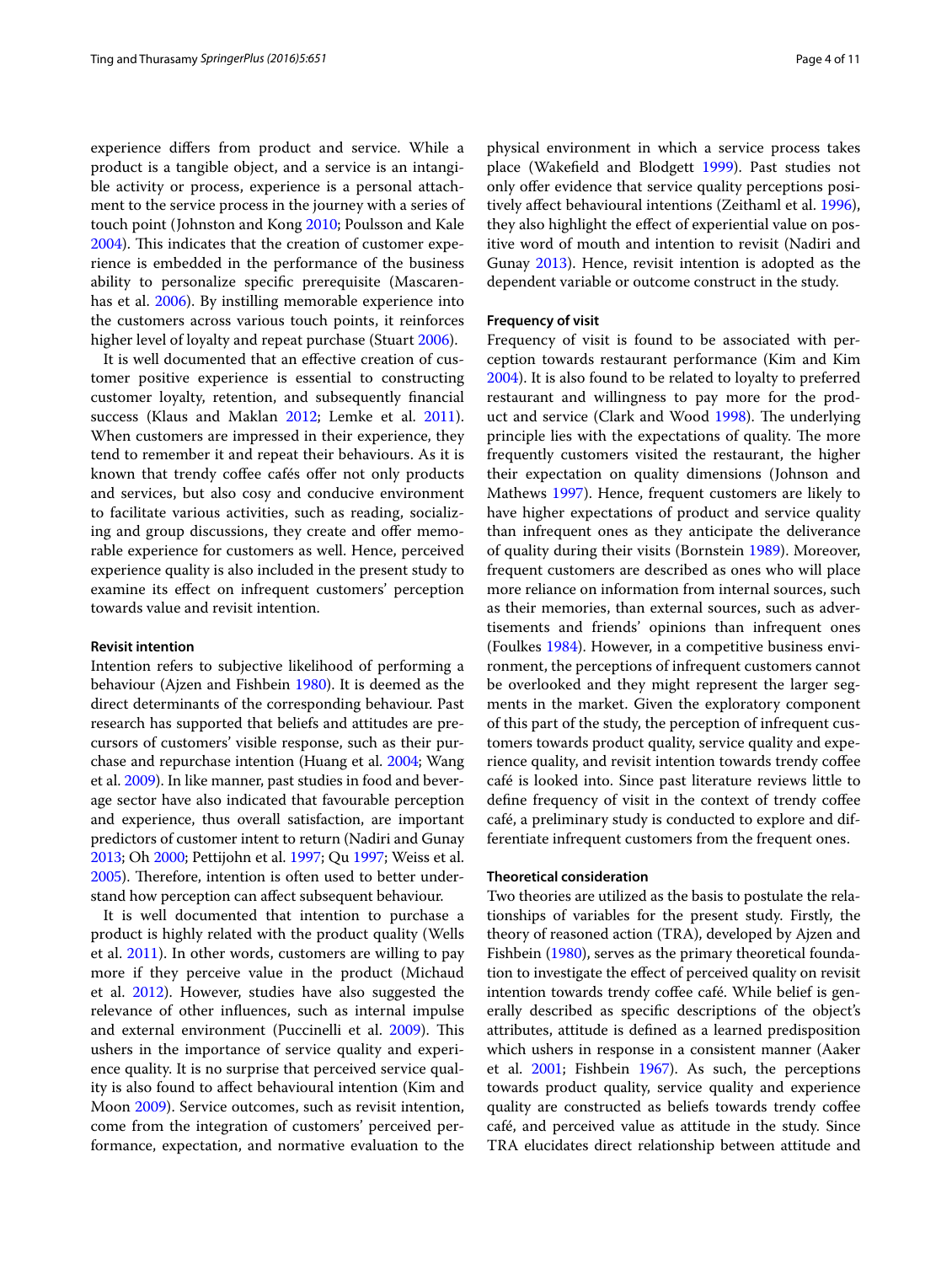experience differs from product and service. While a product is a tangible object, and a service is an intangible activity or process, experience is a personal attachment to the service process in the journey with a series of touch point (Johnston and Kong 2010; Poulsson and Kale 2004). This indicates that the creation of customer experience is embedded in the performance of the business ability to personalize specific prerequisite (Mascarenhas et al. 2006). By instilling memorable experience into the customers across various touch points, it reinforces higher level of loyalty and repeat purchase (Stuart 2006).

It is well documented that an effective creation of customer positive experience is essential to constructing customer loyalty, retention, and subsequently financial success (Klaus and Maklan 2012; Lemke et al. 2011). When customers are impressed in their experience, they tend to remember it and repeat their behaviours. As it is known that trendy coffee cafés offer not only products and services, but also cosy and conducive environment to facilitate various activities, such as reading, socializing and group discussions, they create and offer memorable experience for customers as well. Hence, perceived experience quality is also included in the present study to examine its effect on infrequent customers' perception towards value and revisit intention.

### Revisit intention

Intention refers to subjective likelihood of performing a behaviour (Ajzen and Fishbein 1980). It is deemed as the direct determinants of the corresponding behaviour. Past research has supported that beliefs and attitudes are precursors of customers' visible response, such as their purchase and repurchase intention (Huang et al. 2004; Wang et al. 2009). In like manner, past studies in food and beverage sector have also indicated that favourable perception and experience, thus overall satisfaction, are important predictors of customer intent to return (Nadiri and Gunay 2013; Oh 2000; Pettijohn et al. 1997; Qu 1997; Weiss et al. 2005). Therefore, intention is often used to better understand how perception can affect subsequent behaviour.

It is well documented that intention to purchase a product is highly related with the product quality (Wells et al. 2011). In other words, customers are willing to pay more if they perceive value in the product (Michaud et al. 2012). However, studies have also suggested the relevance of other influences, such as internal impulse and external environment (Puccinelli et al. 2009). This ushers in the importance of service quality and experience quality. It is no surprise that perceived service quality is also found to affect behavioural intention (Kim and Moon 2009). Service outcomes, such as revisit intention, come from the integration of customers' perceived performance, expectation, and normative evaluation to the physical environment in which a service process takes place (Wakefield and Blodgett 1999). Past studies not only offer evidence that service quality perceptions positively affect behavioural intentions (Zeithaml et al. 1996), they also highlight the effect of experiential value on positive word of mouth and intention to revisit (Nadiri and Gunay 2013). Hence, revisit intention is adopted as the dependent variable or outcome construct in the study.

### Frequency of visit

Frequency of visit is found to be associated with perception towards restaurant performance (Kim and Kim 2004). It is also found to be related to loyalty to preferred restaurant and willingness to pay more for the product and service (Clark and Wood 1998). The underlying principle lies with the expectations of quality. The more frequently customers visited the restaurant, the higher their expectation on quality dimensions (Johnson and Mathews 1997). Hence, frequent customers are likely to have higher expectations of product and service quality than infrequent ones as they anticipate the deliverance of quality during their visits (Bornstein 1989). Moreover, frequent customers are described as ones who will place more reliance on information from internal sources, such as their memories, than external sources, such as advertisements and friends' opinions than infrequent ones (Foulkes 1984). However, in a competitive business environment, the perceptions of infrequent customers cannot be overlooked and they might represent the larger segments in the market. Given the exploratory component of this part of the study, the perception of infrequent customers towards product quality, service quality and experience quality, and revisit intention towards trendy coffee café is looked into. Since past literature reviews little to define frequency of visit in the context of trendy coffee café, a preliminary study is conducted to explore and differentiate infrequent customers from the frequent ones.

### Theoretical consideration

Two theories are utilized as the basis to postulate the relationships of variables for the present study. Firstly, the theory of reasoned action (TRA), developed by Ajzen and Fishbein (1980), serves as the primary theoretical foundation to investigate the effect of perceived quality on revisit intention towards trendy coffee café. While belief is generally described as specific descriptions of the object's attributes, attitude is defined as a learned predisposition which ushers in response in a consistent manner (Aaker et al. 2001; Fishbein 1967). As such, the perceptions towards product quality, service quality and experience quality are constructed as beliefs towards trendy coffee café, and perceived value as attitude in the study. Since TRA elucidates direct relationship between attitude and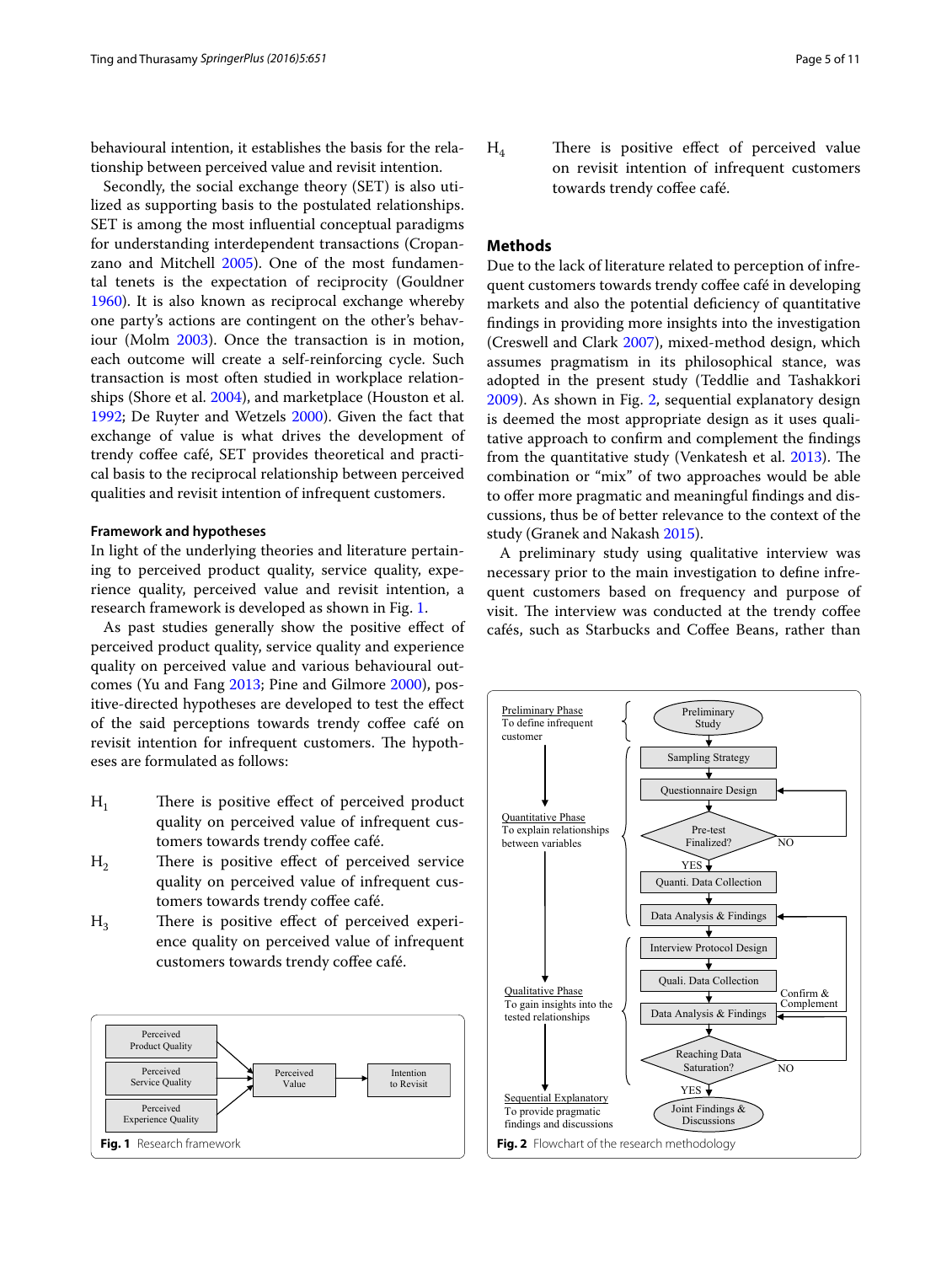behavioural intention, it establishes the basis for the relationship between perceived value and revisit intention.

Secondly, the social exchange theory (SET) is also utilized as supporting basis to the postulated relationships. SET is among the most influential conceptual paradigms for understanding interdependent transactions (Cropanzano and Mitchell 2005). One of the most fundamental tenets is the expectation of reciprocity (Gouldner 1960). It is also known as reciprocal exchange whereby one party's actions are contingent on the other's behaviour (Molm 2003). Once the transaction is in motion, each outcome will create a self-reinforcing cycle. Such transaction is most often studied in workplace relationships (Shore et al. 2004), and marketplace (Houston et al. 1992; De Ruyter and Wetzels 2000). Given the fact that exchange of value is what drives the development of trendy coffee café, SET provides theoretical and practical basis to the reciprocal relationship between perceived qualities and revisit intention of infrequent customers.

### Framework and hypotheses

In light of the underlying theories and literature pertaining to perceived product quality, service quality, experience quality, perceived value and revisit intention, a research framework is developed as shown in Fig. 1.

As past studies generally show the positive effect of perceived product quality, service quality and experience quality on perceived value and various behavioural outcomes (Yu and Fang 2013; Pine and Gilmore 2000), positive-directed hypotheses are developed to test the effect of the said perceptions towards trendy coffee café on revisit intention for infrequent customers. The hypotheses are formulated as follows:

- $H_1$ There is positive effect of perceived product quality on perceived value of infrequent customers towards trendy coffee café.
- $H_2$ There is positive effect of perceived service quality on perceived value of infrequent customers towards trendy coffee café.
- $H_3$ There is positive effect of perceived experience quality on perceived value of infrequent customers towards trendy coffee café.
- $H_4$ There is positive effect of perceived value on revisit intention of infrequent customers towards trendy coffee café.

**Fig. 1** Research framework

## Methods

Due to the lack of literature related to perception of infrequent customers towards trendy coffee café in developing markets and also the potential deficiency of quantitative findings in providing more insights into the investigation (Creswell and Clark 2007), mixed-method design, which assumes pragmatism in its philosophical stance, was adopted in the present study (Teddlie and Tashakkori 2009). As shown in Fig. 2, sequential explanatory design is deemed the most appropriate design as it uses qualitative approach to confirm and complement the findings from the quantitative study (Venkatesh et al. 2013). The combination or "mix" of two approaches would be able to offer more pragmatic and meaningful findings and discussions, thus be of better relevance to the context of the study (Granek and Nakash 2015).

A preliminary study using qualitative interview was necessary prior to the main investigation to define infrequent customers based on frequency and purpose of visit. The interview was conducted at the trendy coffee cafés, such as Starbucks and Coffee Beans, rather than

**Fig. 2** Flowchart of the research methodology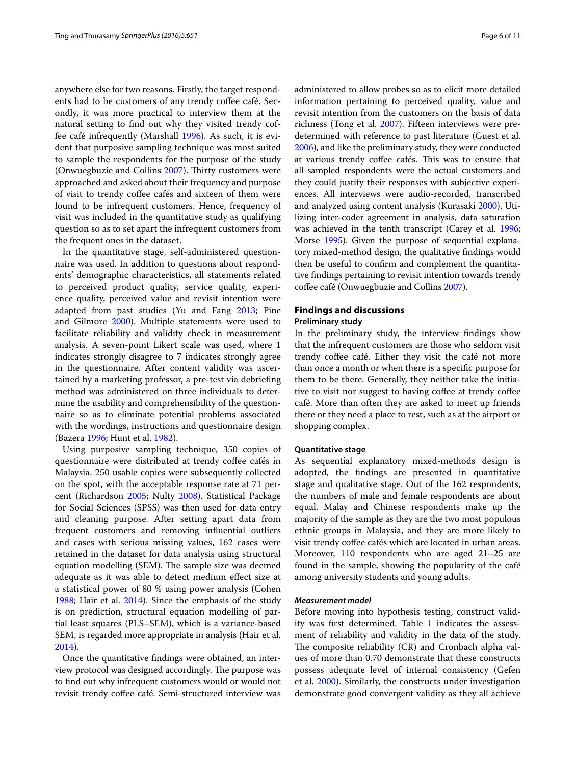anywhere else for two reasons. Firstly, the target respondents had to be customers of any trendy coffee café. Secondly, it was more practical to interview them at the natural setting to find out why they visited trendy coffee café infrequently (Marshall 1996). As such, it is evident that purposive sampling technique was most suited to sample the respondents for the purpose of the study (Onwuegbuzie and Collins 2007). Thirty customers were approached and asked about their frequency and purpose of visit to trendy coffee cafés and sixteen of them were found to be infrequent customers. Hence, frequency of visit was included in the quantitative study as qualifying question so as to set apart the infrequent customers from the frequent ones in the dataset.

In the quantitative stage, self-administered questionnaire was used. In addition to questions about respondents' demographic characteristics, all statements related to perceived product quality, service quality, experience quality, perceived value and revisit intention were adapted from past studies (Yu and Fang 2013; Pine and Gilmore 2000). Multiple statements were used to facilitate reliability and validity check in measurement analysis. A seven-point Likert scale was used, where 1 indicates strongly disagree to 7 indicates strongly agree in the questionnaire. After content validity was ascertained by a marketing professor, a pre-test via debriefing method was administered on three individuals to determine the usability and comprehensibility of the questionnaire so as to eliminate potential problems associated with the wordings, instructions and questionnaire design (Bazera 1996; Hunt et al. 1982).

Using purposive sampling technique, 350 copies of questionnaire were distributed at trendy coffee cafés in Malaysia. 250 usable copies were subsequently collected on the spot, with the acceptable response rate at 71 percent (Richardson 2005; Nulty 2008). Statistical Package for Social Sciences (SPSS) was then used for data entry and cleaning purpose. After setting apart data from frequent customers and removing influential outliers and cases with serious missing values, 162 cases were retained in the dataset for data analysis using structural equation modelling (SEM). The sample size was deemed adequate as it was able to detect medium effect size at a statistical power of 80 % using power analysis (Cohen 1988; Hair et al. 2014). Since the emphasis of the study is on prediction, structural equation modelling of partial least squares (PLS–SEM), which is a variance-based SEM, is regarded more appropriate in analysis (Hair et al. 2014).

Once the quantitative findings were obtained, an interview protocol was designed accordingly. The purpose was to find out why infrequent customers would or would not revisit trendy coffee café. Semi-structured interview was administered to allow probes so as to elicit more detailed information pertaining to perceived quality, value and revisit intention from the customers on the basis of data richness (Tong et al. 2007). Fifteen interviews were predetermined with reference to past literature (Guest et al. 2006), and like the preliminary study, they were conducted at various trendy coffee cafés. This was to ensure that all sampled respondents were the actual customers and they could justify their responses with subjective experiences. All interviews were audio-recorded, transcribed and analyzed using content analysis (Kurasaki 2000). Utilizing inter-coder agreement in analysis, data saturation was achieved in the tenth transcript (Carey et al. 1996; Morse 1995). Given the purpose of sequential explanatory mixed-method design, the qualitative findings would then be useful to confirm and complement the quantitative findings pertaining to revisit intention towards trendy coffee café (Onwuegbuzie and Collins 2007).

## Findings and discussions

### Preliminary study

In the preliminary study, the interview findings show that the infrequent customers are those who seldom visit trendy coffee café. Either they visit the café not more than once a month or when there is a specific purpose for them to be there. Generally, they neither take the initiative to visit nor suggest to having coffee at trendy coffee café. More than often they are asked to meet up friends there or they need a place to rest, such as at the airport or shopping complex.

### Quantitative stage

As sequential explanatory mixed-methods design is adopted, the findings are presented in quantitative stage and qualitative stage. Out of the 162 respondents, the numbers of male and female respondents are about equal. Malay and Chinese respondents make up the majority of the sample as they are the two most populous ethnic groups in Malaysia, and they are more likely to visit trendy coffee cafés which are located in urban areas. Moreover, 110 respondents who are aged 21–25 are found in the sample, showing the popularity of the café among university students and young adults.

#### *Measurement model*

Before moving into hypothesis testing, construct validity was first determined. Table 1 indicates the assessment of reliability and validity in the data of the study. The composite reliability (CR) and Cronbach alpha values of more than 0.70 demonstrate that these constructs possess adequate level of internal consistency (Gefen et al. 2000). Similarly, the constructs under investigation demonstrate good convergent validity as they all achieve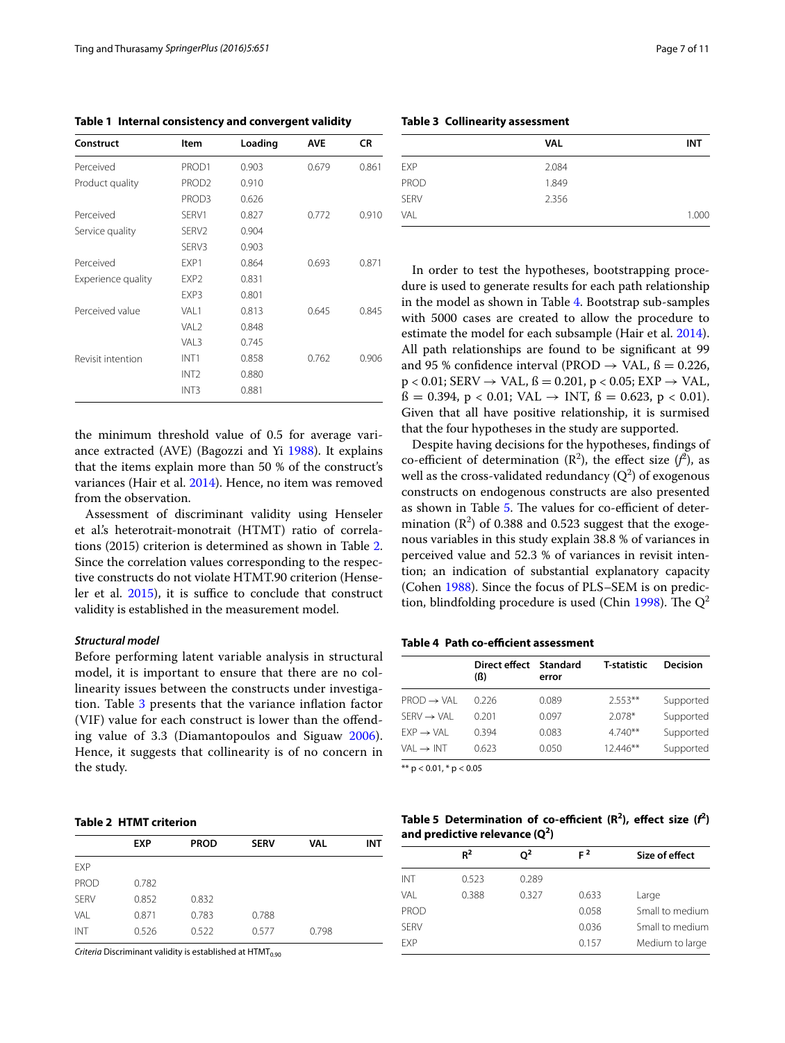**Table 1 Internal consistency and convergent validity**

| Construct | Item | Loading | AVE | CR |
|---|---|---|---|---|
| Perceived Product quality | PROD1 | 0.903 | 0.679 | 0.861 |
| | PROD2 | 0.910 | | |
| | PROD3 | 0.626 | | |
| Perceived Service quality | SERV1 | 0.827 | 0.772 | 0.910 |
| | SERV2 | 0.904 | | |
| | SERV3 | 0.903 | | |
| Perceived Experience quality | EXP1 | 0.864 | 0.693 | 0.871 |
| | EXP2 | 0.831 | | |
| | EXP3 | 0.801 | | |
| Perceived value | VAL1 | 0.813 | 0.645 | 0.845 |
| | VAL2 | 0.848 | | |
| | VAL3 | 0.745 | | |
| Revisit intention | INT1 | 0.858 | 0.762 | 0.906 |
| | INT2 | 0.880 | | |
| | INT3 | 0.881 | | |

the minimum threshold value of 0.5 for average variance extracted (AVE) (Bagozzi and Yi 1988). It explains that the items explain more than 50 % of the construct's variances (Hair et al. 2014). Hence, no item was removed from the observation.

Assessment of discriminant validity using Henseler et al.'s heterotrait-monotrait (HTMT) ratio of correlations (2015) criterion is determined as shown in Table 2. Since the correlation values corresponding to the respective constructs do not violate HTMT.90 criterion (Henseler et al. 2015), it is suffice to conclude that construct validity is established in the measurement model.

### *Structural model*

Before performing latent variable analysis in structural model, it is important to ensure that there are no collinearity issues between the constructs under investigation. Table 3 presents that the variance inflation factor (VIF) value for each construct is lower than the offending value of 3.3 (Diamantopoulos and Siguaw 2006). Hence, it suggests that collinearity is of no concern in the study.

**Table 2 HTMT criterion**

| | EXP | PROD | SERV | VAL | INT |
|---|---|---|---|---|---|
| EXP | | | | | |
| PROD | 0.782 | | | | |
| SERV | 0.852 | 0.832 | | | |
| VAL | 0.871 | 0.783 | 0.788 | | |
| INT | 0.526 | 0.522 | 0.577 | 0.798 | |

*Criteria* Discriminant validity is established at $HTMT_{0.90}$

**Table 3 Collinearity assessment**

| | VAL | INT |
|---|---|---|
| EXP | 2.084 | |
| PROD | 1.849 | |
| SERV | 2.356 | |
| VAL | | 1.000 |

In order to test the hypotheses, bootstrapping procedure is used to generate results for each path relationship in the model as shown in Table 4. Bootstrap sub-samples with 5000 cases are created to allow the procedure to estimate the model for each subsample (Hair et al. 2014). All path relationships are found to be significant at 99 and 95 % confidence interval (PROD → VAL, ß = 0.226, $p < 0.01$; SERV → VAL, ß = 0.201, $p < 0.05$; EXP → VAL, ß = 0.394, $p < 0.01$; VAL → INT, ß = 0.623, $p < 0.01$). Given that all have positive relationship, it is surmised that the four hypotheses in the study are supported.

Despite having decisions for the hypotheses, findings of co-efficient of determination ($R^2$), the effect size ($f^2$), as well as the cross-validated redundancy ($Q^2$) of exogenous constructs on endogenous constructs are also presented as shown in Table 5. The values for co-efficient of determination ($R^2$) of 0.388 and 0.523 suggest that the exogenous variables in this study explain 38.8 % of variances in perceived value and 52.3 % of variances in revisit intention; an indication of substantial explanatory capacity (Cohen 1988). Since the focus of PLS–SEM is on prediction, blindfolding procedure is used (Chin 1998). The $Q^2$

**Table 4 Path co-efficient assessment**

| | Direct effect (ß) | Standard error | T-statistic | Decision |
|---|---|---|---|---|
| PROD → VAL | 0.226 | 0.089 | 2.553** | Supported |
| SERV → VAL | 0.201 | 0.097 | 2.078* | Supported |
| EXP → VAL | 0.394 | 0.083 | 4.740** | Supported |
| VAL → INT | 0.623 | 0.050 | 12.446** | Supported |

** $p < 0.01$, * $p < 0.05$

**Table 5 Determination of co-efficient ($R^2$), effect size ($f^2$) and predictive relevance ($Q^2$)**

| | $R^2$ | $Q^2$ | $F^2$ | Size of effect |
|---|---|---|---|---|
| INT | 0.523 | 0.289 | | |
| VAL | 0.388 | 0.327 | 0.633 | Large |
| PROD | | | 0.058 | Small to medium |
| SERV | | | 0.036 | Small to medium |
| EXP | | | 0.157 | Medium to large |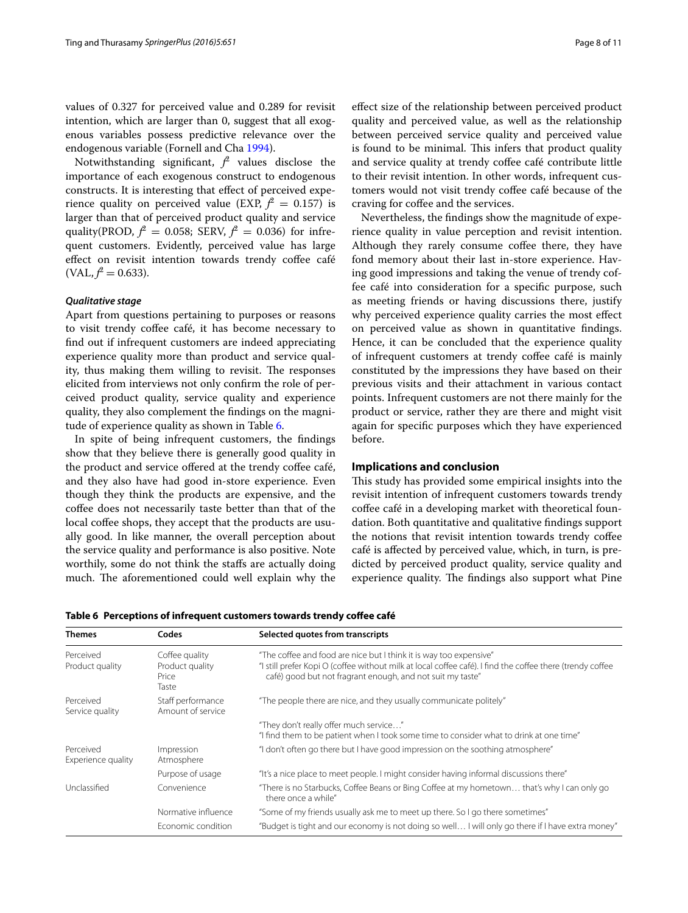values of 0.327 for perceived value and 0.289 for revisit intention, which are larger than 0, suggest that all exogenous variables possess predictive relevance over the endogenous variable (Fornell and Cha 1994).

Notwithstanding significant, $f^2$ values disclose the importance of each exogenous construct to endogenous constructs. It is interesting that effect of perceived experience quality on perceived value (EXP, $f^2 = 0.157$) is larger than that of perceived product quality and service quality(PROD, $f^2 = 0.058$; SERV, $f^2 = 0.036$) for infrequent customers. Evidently, perceived value has large effect on revisit intention towards trendy coffee café (VAL, $f^2 = 0.633$).

#### *Qualitative stage*

Apart from questions pertaining to purposes or reasons to visit trendy coffee café, it has become necessary to find out if infrequent customers are indeed appreciating experience quality more than product and service quality, thus making them willing to revisit. The responses elicited from interviews not only confirm the role of perceived product quality, service quality and experience quality, they also complement the findings on the magnitude of experience quality as shown in Table 6.

In spite of being infrequent customers, the findings show that they believe there is generally good quality in the product and service offered at the trendy coffee café, and they also have had good in-store experience. Even though they think the products are expensive, and the coffee does not necessarily taste better than that of the local coffee shops, they accept that the products are usually good. In like manner, the overall perception about the service quality and performance is also positive. Note worthily, some do not think the staffs are actually doing much. The aforementioned could well explain why the effect size of the relationship between perceived product quality and perceived value, as well as the relationship between perceived service quality and perceived value is found to be minimal. This infers that product quality and service quality at trendy coffee café contribute little to their revisit intention. In other words, infrequent customers would not visit trendy coffee café because of the craving for coffee and the services.

Nevertheless, the findings show the magnitude of experience quality in value perception and revisit intention. Although they rarely consume coffee there, they have fond memory about their last in-store experience. Having good impressions and taking the venue of trendy coffee café into consideration for a specific purpose, such as meeting friends or having discussions there, justify why perceived experience quality carries the most effect on perceived value as shown in quantitative findings. Hence, it can be concluded that the experience quality of infrequent customers at trendy coffee café is mainly constituted by the impressions they have based on their previous visits and their attachment in various contact points. Infrequent customers are not there mainly for the product or service, rather they are there and might visit again for specific purposes which they have experienced before.

## Implications and conclusion

This study has provided some empirical insights into the revisit intention of infrequent customers towards trendy coffee café in a developing market with theoretical foundation. Both quantitative and qualitative findings support the notions that revisit intention towards trendy coffee café is affected by perceived value, which, in turn, is predicted by perceived product quality, service quality and experience quality. The findings also support what Pine

**Table 6 Perceptions of infrequent customers towards trendy coffee café**

| Themes | Codes | Selected quotes from transcripts |
|---|---|---|
| Perceived Product quality | Coffee quality<br>Product quality<br>Price<br>Taste | "The coffee and food are nice but I think it is way too expensive"<br>"I still prefer Kopi O (coffee without milk at local coffee café). I find the coffee there (trendy coffee café) good but not fragrant enough, and not suit my taste" |
| Perceived Service quality | Staff performance<br>Amount of service | "The people there are nice, and they usually communicate politely" |
| | | "They don't really offer much service…"<br>"I find them to be patient when I took some time to consider what to drink at one time" |
| Perceived Experience quality | Impression<br>Atmosphere | "I don't often go there but I have good impression on the soothing atmosphere" |
| | Purpose of usage | "It's a nice place to meet people. I might consider having informal discussions there" |
| Unclassified | Convenience | "There is no Starbucks, Coffee Beans or Bing Coffee at my hometown… that's why I can only go there once a while" |
| | Normative influence | "Some of my friends usually ask me to meet up there. So I go there sometimes" |
| | Economic condition | "Budget is tight and our economy is not doing so well… I will only go there if I have extra money" |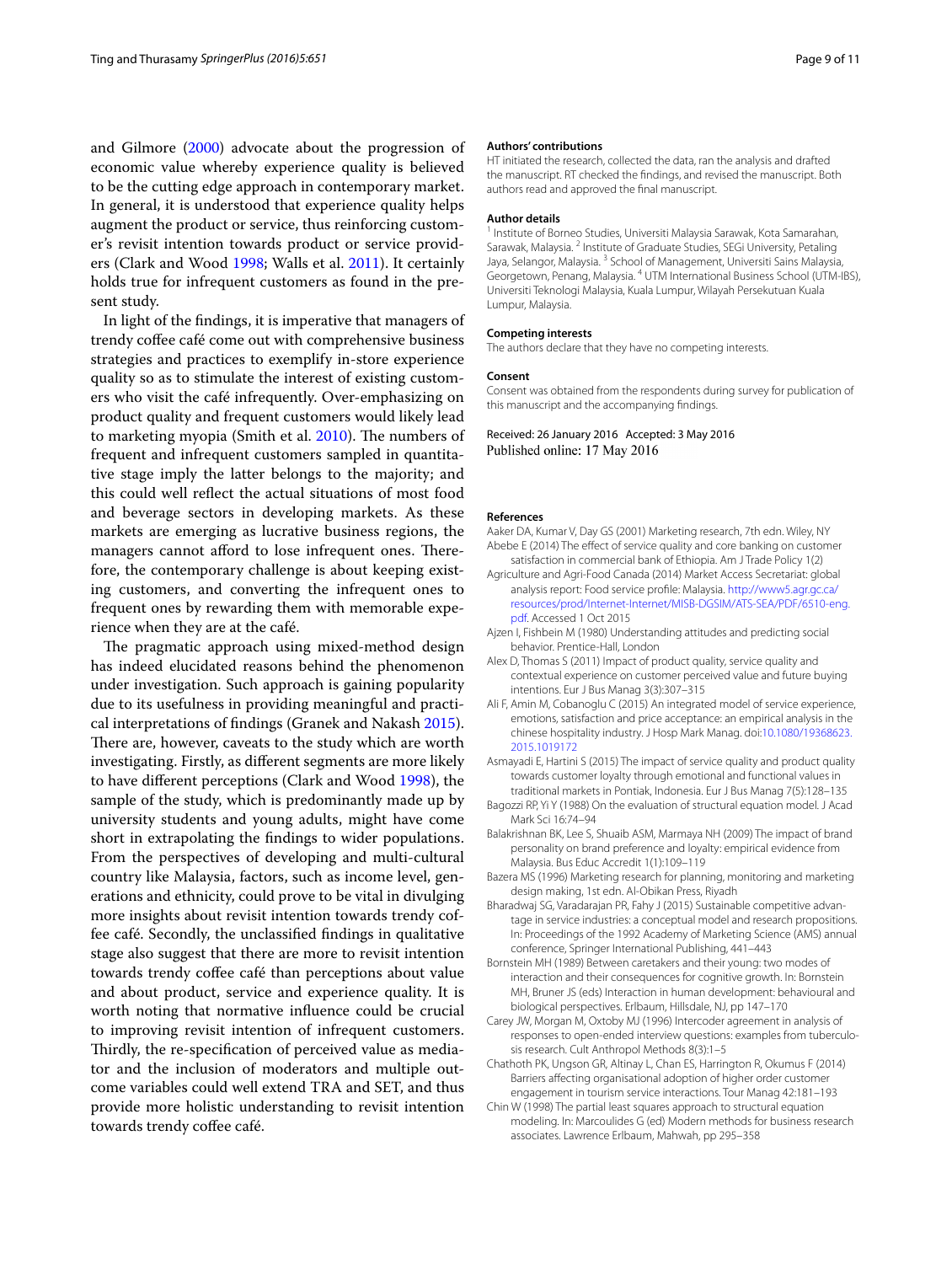and Gilmore (2000) advocate about the progression of economic value whereby experience quality is believed to be the cutting edge approach in contemporary market. In general, it is understood that experience quality helps augment the product or service, thus reinforcing customer's revisit intention towards product or service providers (Clark and Wood 1998; Walls et al. 2011). It certainly holds true for infrequent customers as found in the present study.

In light of the findings, it is imperative that managers of trendy coffee café come out with comprehensive business strategies and practices to exemplify in-store experience quality so as to stimulate the interest of existing customers who visit the café infrequently. Over-emphasizing on product quality and frequent customers would likely lead to marketing myopia (Smith et al. 2010). The numbers of frequent and infrequent customers sampled in quantitative stage imply the latter belongs to the majority; and this could well reflect the actual situations of most food and beverage sectors in developing markets. As these markets are emerging as lucrative business regions, the managers cannot afford to lose infrequent ones. Therefore, the contemporary challenge is about keeping existing customers, and converting the infrequent ones to frequent ones by rewarding them with memorable experience when they are at the café.

The pragmatic approach using mixed-method design has indeed elucidated reasons behind the phenomenon under investigation. Such approach is gaining popularity due to its usefulness in providing meaningful and practical interpretations of findings (Granek and Nakash 2015). There are, however, caveats to the study which are worth investigating. Firstly, as different segments are more likely to have different perceptions (Clark and Wood 1998), the sample of the study, which is predominantly made up by university students and young adults, might have come short in extrapolating the findings to wider populations. From the perspectives of developing and multi-cultural country like Malaysia, factors, such as income level, generations and ethnicity, could prove to be vital in divulging more insights about revisit intention towards trendy coffee café. Secondly, the unclassified findings in qualitative stage also suggest that there are more to revisit intention towards trendy coffee café than perceptions about value and about product, service and experience quality. It is worth noting that normative influence could be crucial to improving revisit intention of infrequent customers. Thirdly, the re-specification of perceived value as mediator and the inclusion of moderators and multiple outcome variables could well extend TRA and SET, and thus provide more holistic understanding to revisit intention towards trendy coffee café.

#### Authors' contributions

HT initiated the research, collected the data, ran the analysis and drafted the manuscript. RT checked the findings, and revised the manuscript. Both authors read and approved the final manuscript.

#### Author details

[1] Institute of Borneo Studies, Universiti Malaysia Sarawak, Kota Samarahan, Sarawak, Malaysia. [2] Institute of Graduate Studies, SEGi University, Petaling Jaya, Selangor, Malaysia. [3] School of Management, Universiti Sains Malaysia, Georgetown, Penang, Malaysia. [4] UTM International Business School (UTM-IBS), Universiti Teknologi Malaysia, Kuala Lumpur, Wilayah Persekutuan Kuala Lumpur, Malaysia.

#### Competing interests

The authors declare that they have no competing interests.

#### Consent

Consent was obtained from the respondents during survey for publication of this manuscript and the accompanying findings.

Received: 26 January 2016 Accepted: 3 May 2016
Published online: 17 May 2016

#### References

- Aaker DA, Kumar V, Day GS (2001) Marketing research, 7th edn. Wiley, NY
- Abebe E (2014) The effect of service quality and core banking on customer satisfaction in commercial bank of Ethiopia. Am J Trade Policy 1(2)
- Agriculture and Agri-Food Canada (2014) Market Access Secretariat: global analysis report: Food service profile: Malaysia. http://www5.agr.gc.ca/resources/prod/Internet-Internet/MISB-DGSIM/ATS-SEA/PDF/6510-eng.pdf. Accessed 1 Oct 2015
- Ajzen I, Fishbein M (1980) Understanding attitudes and predicting social behavior. Prentice-Hall, London
- Alex D, Thomas S (2011) Impact of product quality, service quality and contextual experience on customer perceived value and future buying intentions. Eur J Bus Manag 3(3):307–315
- Ali F, Amin M, Cobanoglu C (2015) An integrated model of service experience, emotions, satisfaction and price acceptance: an empirical analysis in the chinese hospitality industry. J Hosp Mark Manag. doi:10.1080/19368623.2015.1019172
- Asmayadi E, Hartini S (2015) The impact of service quality and product quality towards customer loyalty through emotional and functional values in traditional markets in Pontiak, Indonesia. Eur J Bus Manag 7(5):128–135
- Bagozzi RP, Yi Y (1988) On the evaluation of structural equation model. J Acad Mark Sci 16:74–94
- Balakrishnan BK, Lee S, Shuaib ASM, Marmaya NH (2009) The impact of brand personality on brand preference and loyalty: empirical evidence from Malaysia. Bus Educ Accredit 1(1):109–119
- Bazera MS (1996) Marketing research for planning, monitoring and marketing design making, 1st edn. Al-Obikan Press, Riyadh
- Bharadwaj SG, Varadarajan PR, Fahy J (2015) Sustainable competitive advantage in service industries: a conceptual model and research propositions. In: Proceedings of the 1992 Academy of Marketing Science (AMS) annual conference, Springer International Publishing, 441–443
- Bornstein MH (1989) Between caretakers and their young: two modes of interaction and their consequences for cognitive growth. In: Bornstein MH, Bruner JS (eds) Interaction in human development: behavioural and biological perspectives. Erlbaum, Hillsdale, NJ, pp 147–170
- Carey JW, Morgan M, Oxtoby MJ (1996) Intercoder agreement in analysis of responses to open-ended interview questions: examples from tuberculosis research. Cult Anthropol Methods 8(3):1–5
- Chathoth PK, Ungson GR, Altinay L, Chan ES, Harrington R, Okumus F (2014) Barriers affecting organisational adoption of higher order customer engagement in tourism service interactions. Tour Manag 42:181–193
- Chin W (1998) The partial least squares approach to structural equation modeling. In: Marcoulides G (ed) Modern methods for business research associates. Lawrence Erlbaum, Mahwah, pp 295–358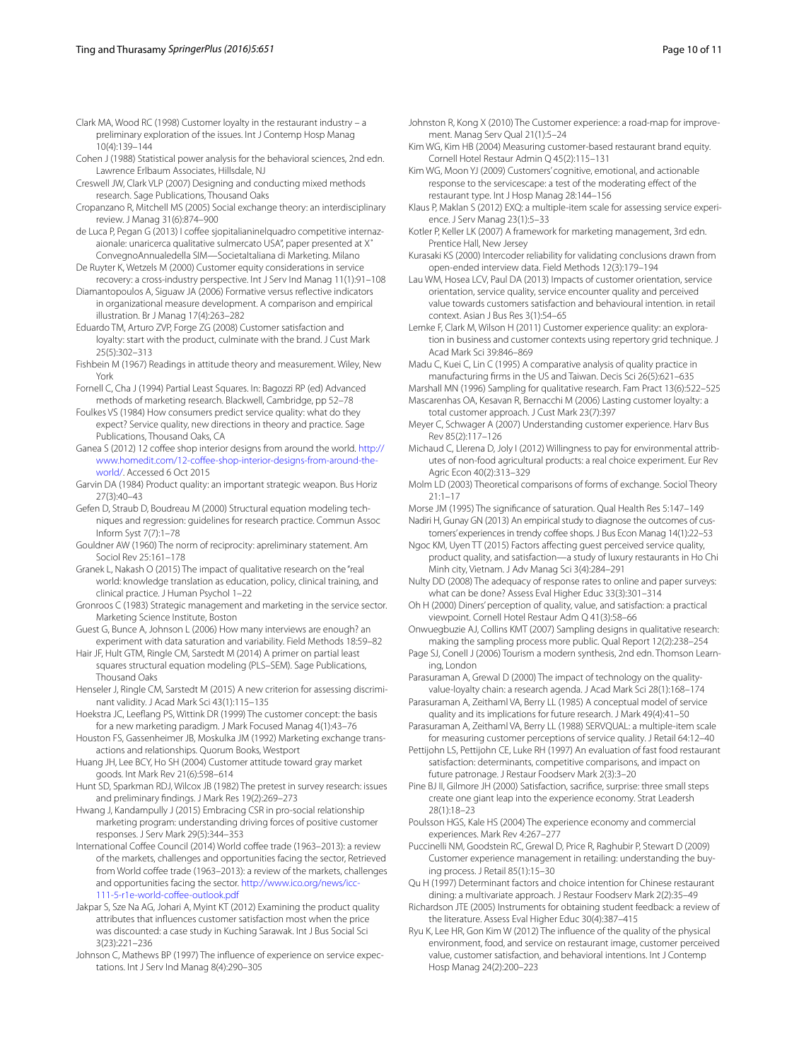Clark MA, Wood RC (1998) Customer loyalty in the restaurant industry – a preliminary exploration of the issues. Int J Contemp Hosp Manag 10(4):139–144

Cohen J (1988) Statistical power analysis for the behavioral sciences, 2nd edn. Lawrence Erlbaum Associates, Hillsdale, NJ

Creswell JW, Clark VLP (2007) Designing and conducting mixed methods research. Sage Publications, Thousand Oaks

Cropanzano R, Mitchell MS (2005) Social exchange theory: an interdisciplinary review. J Manag 31(6):874–900

de Luca P, Pegan G (2013) I coffee sjopitalianinelquadro competitive internazaionale: unaricerca qualitative sulmercato USA", paper presented at X˚ ConvegnoAnnualedella SIM—Societaltaliana di Marketing. Milano

De Ruyter K, Wetzels M (2000) Customer equity considerations in service recovery: a cross-industry perspective. Int J Serv Ind Manag 11(1):91–108

Diamantopoulos A, Siguaw JA (2006) Formative versus reflective indicators in organizational measure development. A comparison and empirical illustration. Br J Manag 17(4):263–282

Eduardo TM, Arturo ZVP, Forge ZG (2008) Customer satisfaction and loyalty: start with the product, culminate with the brand. J Cust Mark 25(5):302–313

Fishbein M (1967) Readings in attitude theory and measurement. Wiley, New York

Fornell C, Cha J (1994) Partial Least Squares. In: Bagozzi RP (ed) Advanced methods of marketing research. Blackwell, Cambridge, pp 52–78

Foulkes VS (1984) How consumers predict service quality: what do they expect? Service quality, new directions in theory and practice. Sage Publications, Thousand Oaks, CA

Ganea S (2012) 12 coffee shop interior designs from around the world. http://www.homedit.com/12-coffee-shop-interior-designs-from-around-the-world/. Accessed 6 Oct 2015

Garvin DA (1984) Product quality: an important strategic weapon. Bus Horiz 27(3):40–43

Gefen D, Straub D, Boudreau M (2000) Structural equation modeling techniques and regression: guidelines for research practice. Commun Assoc Inform Syst 7(7):1–78

Gouldner AW (1960) The norm of reciprocity: apreliminary statement. Am Sociol Rev 25:161–178

Granek L, Nakash O (2015) The impact of qualitative research on the "real world: knowledge translation as education, policy, clinical training, and clinical practice. J Human Psychol 1–22

Gronroos C (1983) Strategic management and marketing in the service sector. Marketing Science Institute, Boston

Guest G, Bunce A, Johnson L (2006) How many interviews are enough? an experiment with data saturation and variability. Field Methods 18:59–82

Hair JF, Hult GTM, Ringle CM, Sarstedt M (2014) A primer on partial least squares structural equation modeling (PLS–SEM). Sage Publications, Thousand Oaks

Henseler J, Ringle CM, Sarstedt M (2015) A new criterion for assessing discriminant validity. J Acad Mark Sci 43(1):115–135

Hoekstra JC, Leeflang PS, Wittink DR (1999) The customer concept: the basis for a new marketing paradigm. J Mark Focused Manag 4(1):43–76

Houston FS, Gassenheimer JB, Moskulka JM (1992) Marketing exchange transactions and relationships. Quorum Books, Westport

Huang JH, Lee BCY, Ho SH (2004) Customer attitude toward gray market goods. Int Mark Rev 21(6):598–614

Hunt SD, Sparkman RDJ, Wilcox JB (1982) The pretest in survey research: issues and preliminary findings. J Mark Res 19(2):269–273

Hwang J, Kandampully J (2015) Embracing CSR in pro-social relationship marketing program: understanding driving forces of positive customer responses. J Serv Mark 29(5):344–353

International Coffee Council (2014) World coffee trade (1963–2013): a review of the markets, challenges and opportunities facing the sector, Retrieved from World coffee trade (1963–2013): a review of the markets, challenges and opportunities facing the sector. http://www.ico.org/news/icc-111-5-r1e-world-coffee-outlook.pdf

Jakpar S, Sze Na AG, Johari A, Myint KT (2012) Examining the product quality attributes that influences customer satisfaction most when the price was discounted: a case study in Kuching Sarawak. Int J Bus Social Sci 3(23):221–236

Johnson C, Mathews BP (1997) The influence of experience on service expectations. Int J Serv Ind Manag 8(4):290–305

Johnston R, Kong X (2010) The Customer experience: a road-map for improvement. Manag Serv Qual 21(1):5–24

Kim WG, Kim HB (2004) Measuring customer-based restaurant brand equity. Cornell Hotel Restaur Admin Q 45(2):115–131

Kim WG, Moon YJ (2009) Customers' cognitive, emotional, and actionable response to the servicescape: a test of the moderating effect of the restaurant type. Int J Hosp Manag 28:144–156

Klaus P, Maklan S (2012) EXQ: a multiple-item scale for assessing service experience. J Serv Manag 23(1):5–33

Kotler P, Keller LK (2007) A framework for marketing management, 3rd edn. Prentice Hall, New Jersey

Kurasaki KS (2000) Intercoder reliability for validating conclusions drawn from open-ended interview data. Field Methods 12(3):179–194

Lau WM, Hosea LCV, Paul DA (2013) Impacts of customer orientation, service orientation, service quality, service encounter quality and perceived value towards customers satisfaction and behavioural intention. in retail context. Asian J Bus Res 3(1):54–65

Lemke F, Clark M, Wilson H (2011) Customer experience quality: an exploration in business and customer contexts using repertory grid technique. J Acad Mark Sci 39:846–869

Madu C, Kuei C, Lin C (1995) A comparative analysis of quality practice in manufacturing firms in the US and Taiwan. Decis Sci 26(5):621–635

Marshall MN (1996) Sampling for qualitative research. Fam Pract 13(6):522–525

Mascarenhas OA, Kesavan R, Bernacchi M (2006) Lasting customer loyalty: a total customer approach. J Cust Mark 23(7):397

Meyer C, Schwager A (2007) Understanding customer experience. Harv Bus Rev 85(2):117–126

Michaud C, Llerena D, Joly I (2012) Willingness to pay for environmental attributes of non-food agricultural products: a real choice experiment. Eur Rev Agric Econ 40(2):313–329

Molm LD (2003) Theoretical comparisons of forms of exchange. Sociol Theory 21:1–17

Morse JM (1995) The significance of saturation. Qual Health Res 5:147–149

Nadiri H, Gunay GN (2013) An empirical study to diagnose the outcomes of customers' experiences in trendy coffee shops. J Bus Econ Manag 14(1):22–53

Ngoc KM, Uyen TT (2015) Factors affecting guest perceived service quality, product quality, and satisfaction—a study of luxury restaurants in Ho Chi Minh city, Vietnam. J Adv Manag Sci 3(4):284–291

Nulty DD (2008) The adequacy of response rates to online and paper surveys: what can be done? Assess Eval Higher Educ 33(3):301–314

Oh H (2000) Diners' perception of quality, value, and satisfaction: a practical viewpoint. Cornell Hotel Restaur Adm Q 41(3):58–66

Onwuegbuzie AJ, Collins KMT (2007) Sampling designs in qualitative research: making the sampling process more public. Qual Report 12(2):238–254

Page SJ, Conell J (2006) Tourism a modern synthesis, 2nd edn. Thomson Learning, London

Parasuraman A, Grewal D (2000) The impact of technology on the quality-value-loyalty chain: a research agenda. J Acad Mark Sci 28(1):168–174

Parasuraman A, Zeithaml VA, Berry LL (1985) A conceptual model of service quality and its implications for future research. J Mark 49(4):41–50

Parasuraman A, Zeithaml VA, Berry LL (1988) SERVQUAL: a multiple-item scale for measuring customer perceptions of service quality. J Retail 64:12–40

Pettijohn LS, Pettijohn CE, Luke RH (1997) An evaluation of fast food restaurant satisfaction: determinants, competitive comparisons, and impact on future patronage. J Restaur Foodserv Mark 2(3):3–20

Pine BJ II, Gilmore JH (2000) Satisfaction, sacrifice, surprise: three small steps create one giant leap into the experience economy. Strat Leadersh 28(1):18–23

Poulsson HGS, Kale HS (2004) The experience economy and commercial experiences. Mark Rev 4:267–277

Puccinelli NM, Goodstein RC, Grewal D, Price R, Raghubir P, Stewart D (2009) Customer experience management in retailing: understanding the buying process. J Retail 85(1):15–30

Qu H (1997) Determinant factors and choice intention for Chinese restaurant dining: a multivariate approach. J Restaur Foodserv Mark 2(2):35–49

Richardson JTE (2005) Instruments for obtaining student feedback: a review of the literature. Assess Eval Higher Educ 30(4):387–415

Ryu K, Lee HR, Gon Kim W (2012) The influence of the quality of the physical environment, food, and service on restaurant image, customer perceived value, customer satisfaction, and behavioral intentions. Int J Contemp Hosp Manag 24(2):200–223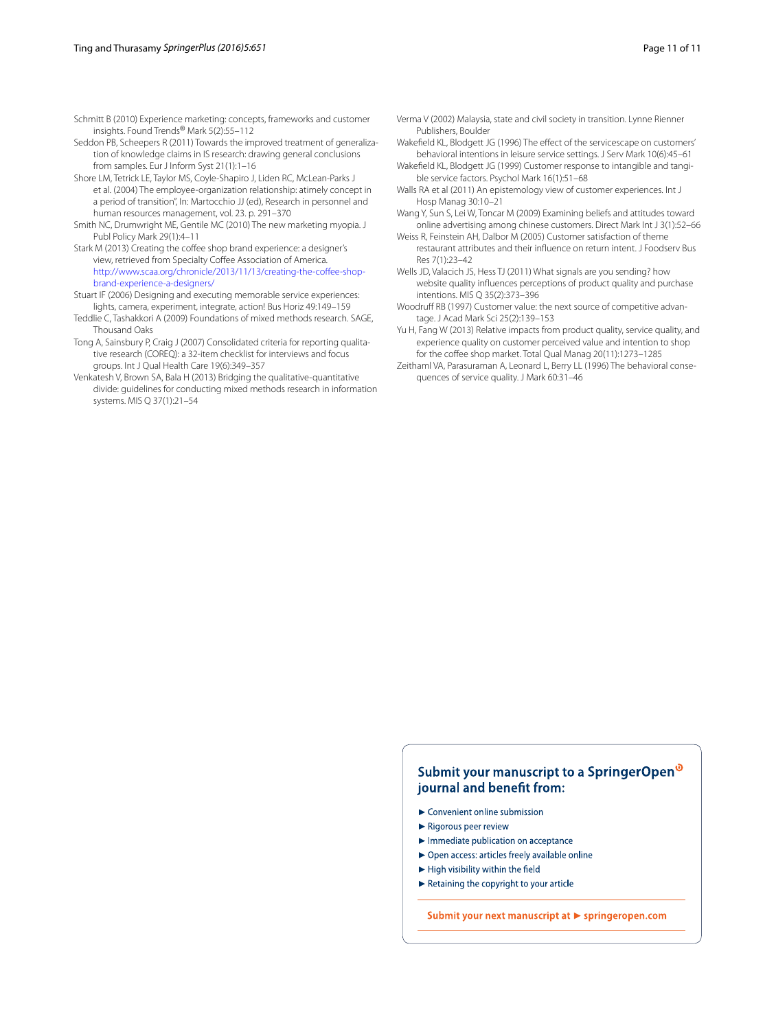Schmitt B (2010) Experience marketing: concepts, frameworks and customer insights. Found Trends® Mark 5(2):55–112

Seddon PB, Scheepers R (2011) Towards the improved treatment of generalization of knowledge claims in IS research: drawing general conclusions from samples. Eur J Inform Syst 21(1):1–16

Shore LM, Tetrick LE, Taylor MS, Coyle-Shapiro J, Liden RC, McLean-Parks J et al. (2004) The employee-organization relationship: atimely concept in a period of transition", In: Martocchio JJ (ed), Research in personnel and human resources management, vol. 23. p. 291–370

Smith NC, Drumwright ME, Gentile MC (2010) The new marketing myopia. J Publ Policy Mark 29(1):4–11

Stark M (2013) Creating the coffee shop brand experience: a designer's view, retrieved from Specialty Coffee Association of America. http://www.scaa.org/chronicle/2013/11/13/creating-the-coffee-shop-brand-experience-a-designers/

Stuart IF (2006) Designing and executing memorable service experiences: lights, camera, experiment, integrate, action! Bus Horiz 49:149–159

Teddlie C, Tashakkori A (2009) Foundations of mixed methods research. SAGE, Thousand Oaks

Tong A, Sainsbury P, Craig J (2007) Consolidated criteria for reporting qualitative research (COREQ): a 32-item checklist for interviews and focus groups. Int J Qual Health Care 19(6):349–357

Venkatesh V, Brown SA, Bala H (2013) Bridging the qualitative-quantitative divide: guidelines for conducting mixed methods research in information systems. MIS Q 37(1):21–54

Verma V (2002) Malaysia, state and civil society in transition. Lynne Rienner Publishers, Boulder

Wakefield KL, Blodgett JG (1996) The effect of the servicescape on customers' behavioral intentions in leisure service settings. J Serv Mark 10(6):45–61

Wakefield KL, Blodgett JG (1999) Customer response to intangible and tangible service factors. Psychol Mark 16(1):51–68

Walls RA et al (2011) An epistemology view of customer experiences. Int J Hosp Manag 30:10–21

Wang Y, Sun S, Lei W, Toncar M (2009) Examining beliefs and attitudes toward online advertising among chinese customers. Direct Mark Int J 3(1):52–66

Weiss R, Feinstein AH, Dalbor M (2005) Customer satisfaction of theme restaurant attributes and their influence on return intent. J Foodserv Bus Res 7(1):23–42

Wells JD, Valacich JS, Hess TJ (2011) What signals are you sending? how website quality influences perceptions of product quality and purchase intentions. MIS Q 35(2):373–396

Woodruff RB (1997) Customer value: the next source of competitive advantage. J Acad Mark Sci 25(2):139–153

Yu H, Fang W (2013) Relative impacts from product quality, service quality, and experience quality on customer perceived value and intention to shop for the coffee shop market. Total Qual Manag 20(11):1273–1285

Zeithaml VA, Parasuraman A, Leonard L, Berry LL (1996) The behavioral consequences of service quality. J Mark 60:31–46

**Submit your manuscript to a SpringerOpen journal and benefit from:**

- ► Convenient online submission
- ► Rigorous peer review
- ► Immediate publication on acceptance
- ► Open access: articles freely available online
- ► High visibility within the field
- ► Retaining the copyright to your article

**Submit your next manuscript at ► springeropen.com**